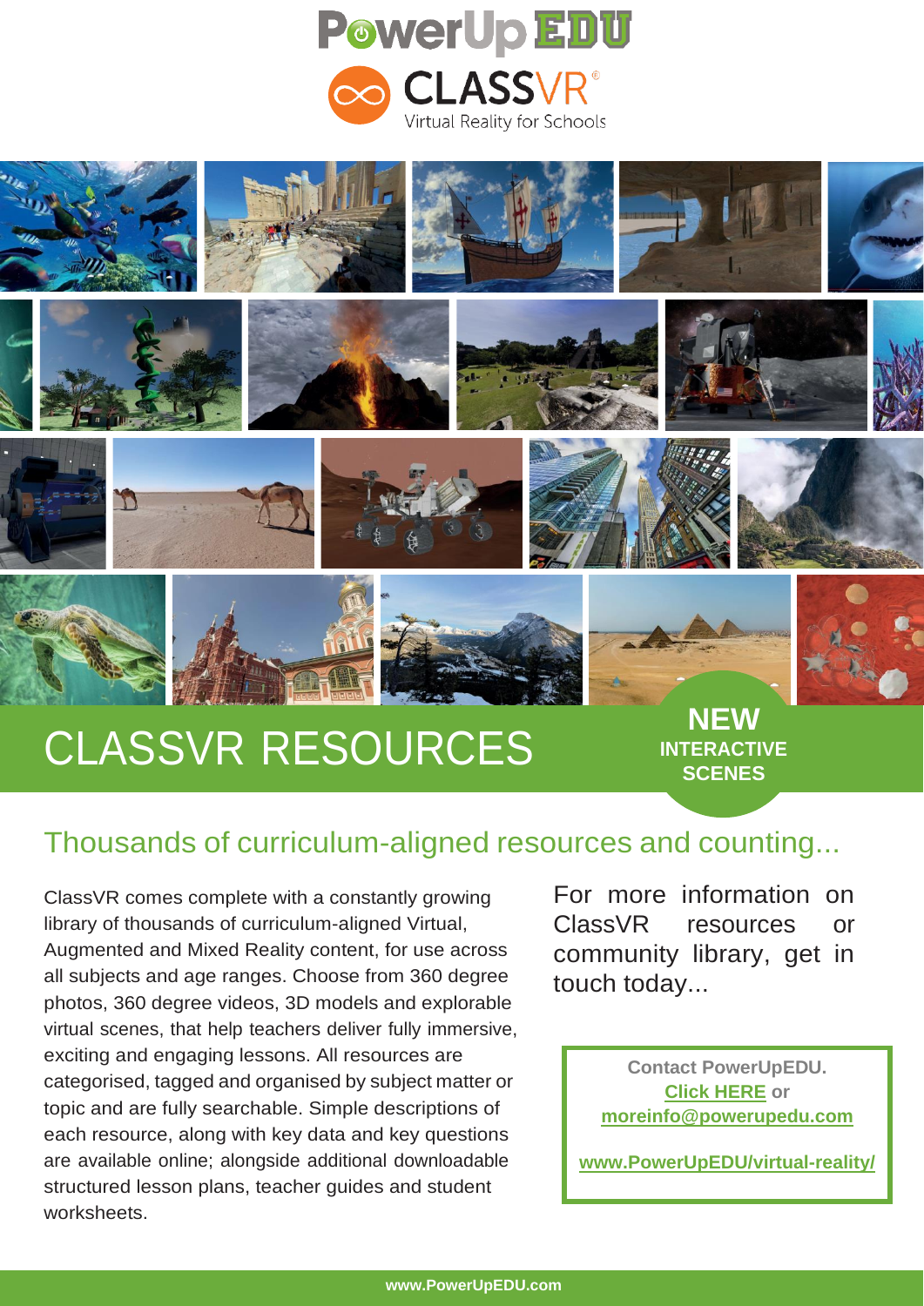PowerUp EDU

CLASSVR®

Virtual Reality for Schools

# CLASSVR RESOURCES

**NEW INTERACTIVE SCENES**

## Thousands of curriculum-aligned resources and counting...

ClassVR comes complete with a constantly growing library of thousands of curriculum-aligned Virtual, Augmented and Mixed Reality content, for use across all subjects and age ranges. Choose from 360 degree photos, 360 degree videos, 3D models and explorable virtual scenes, that help teachers deliver fully immersive, exciting and engaging lessons. All resources are categorised, tagged and organised by subject matter or topic and are fully searchable. Simple descriptions of each resource, along with key data and key questions are available online; alongside additional downloadable structured lesson plans, teacher guides and student worksheets.

For more information on ClassVR resources or community library, get in touch today...

**Contact PowerUpEDU.**
**Click HERE or**
**moreinfo@powerupedu.com**

**www.PowerUpEDU/virtual-reality/**

**www.PowerUpEDU.com**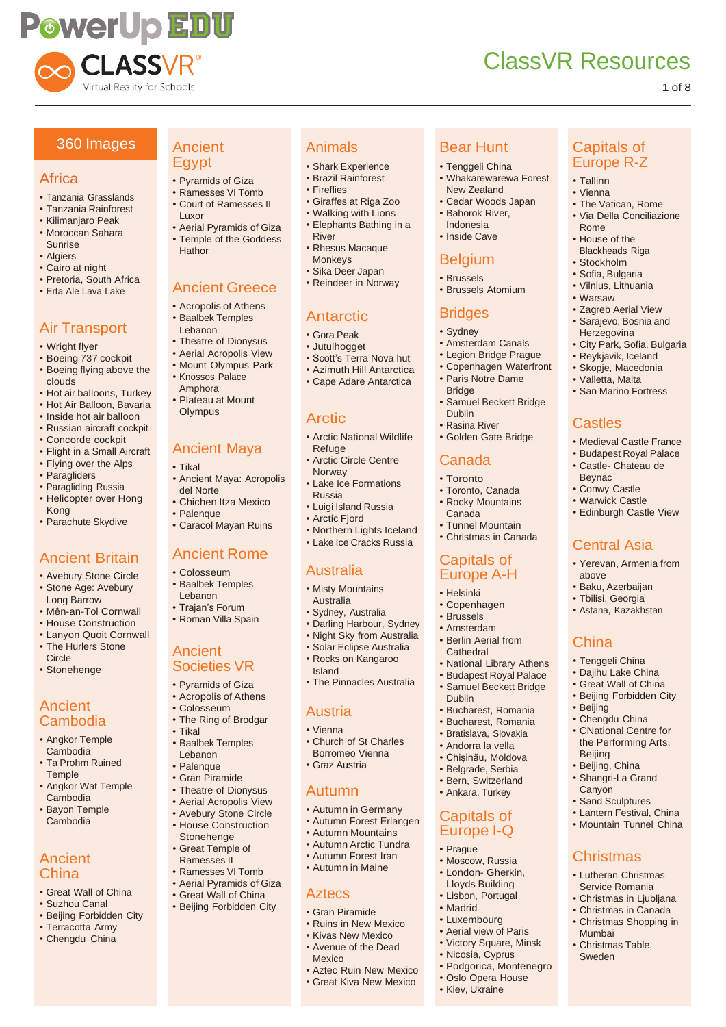# ClassVR Resources

## 360 Images

### Africa

- Tanzania Grasslands
- Tanzania Rainforest
- Kilimanjaro Peak
- Moroccan Sahara Sunrise
- Algiers
- Cairo at night
- Pretoria, South Africa
- Erta Ale Lava Lake

### Air Transport

- Wright flyer
- Boeing 737 cockpit
- Boeing flying above the clouds
- Hot air balloons, Turkey
- Hot Air Balloon, Bavaria
- Inside hot air balloon
- Russian aircraft cockpit
- Concorde cockpit
- Flight in a Small Aircraft
- Flying over the Alps
- Paragliders
- Paragliding Russia
- Helicopter over Hong Kong
- Parachute Skydive

### Ancient Britain

- Avebury Stone Circle
- Stone Age: Avebury Long Barrow
- Mên-an-Tol Cornwall
- House Construction
- Lanyon Quoit Cornwall
- The Hurlers Stone Circle
- Stonehenge

### Ancient Cambodia

- Angkor Temple Cambodia
- Ta Prohm Ruined Temple
- Angkor Wat Temple Cambodia
- Bayon Temple Cambodia

### Ancient China

- Great Wall of China
- Suzhou Canal
- Beijing Forbidden City
- Terracotta Army
- Chengdu China

### Ancient Egypt

- Pyramids of Giza
- Ramesses VI Tomb
- Court of Ramesses II Luxor
- Aerial Pyramids of Giza
- Temple of the Goddess Hathor

### Ancient Greece

- Acropolis of Athens
- Baalbek Temples Lebanon
- Theatre of Dionysus
- Aerial Acropolis View
- Mount Olympus Park
- Knossos Palace Amphora
- Plateau at Mount Olympus

### Ancient Maya

- Tikal
- Ancient Maya: Acropolis del Norte
- Chichen Itza Mexico
- Palenque
- Caracol Mayan Ruins

### Ancient Rome

- Colosseum
- Baalbek Temples Lebanon
- Trajan's Forum
- Roman Villa Spain

### Ancient Societies VR

- Pyramids of Giza
- Acropolis of Athens
- Colosseum
- The Ring of Brodgar
- Tikal
- Baalbek Temples Lebanon
- Palenque
- Gran Piramide
- Theatre of Dionysus
- Aerial Acropolis View
- Avebury Stone Circle
- House Construction Stonehenge
- Great Temple of Ramesses II
- Ramesses VI Tomb
- Aerial Pyramids of Giza
- Great Wall of China
- Beijing Forbidden City

### Animals

- Shark Experience
- Brazil Rainforest
- Fireflies
- Giraffes at Riga Zoo
- Walking with Lions
- Elephants Bathing in a River
- Rhesus Macaque Monkeys
- Sika Deer Japan
- Reindeer in Norway

### Antarctic

- Gora Peak
- Jutulhogget
- Scott's Terra Nova hut
- Azimuth Hill Antarctica
- Cape Adare Antarctica

### Arctic

- Arctic National Wildlife Refuge
- Arctic Circle Centre Norway
- Lake Ice Formations Russia
- Luigi Island Russia
- Arctic Fjord
- Northern Lights Iceland
- Lake Ice Cracks Russia

### Australia

- Misty Mountains Australia
- Sydney, Australia
- Darling Harbour, Sydney
- Night Sky from Australia
- Solar Eclipse Australia
- Rocks on Kangaroo Island
- The Pinnacles Australia

### Austria

- Vienna
- Church of St Charles Borromeo Vienna
- Graz Austria

### Autumn

- Autumn in Germany
- Autumn Forest Erlangen
- Autumn Mountains
- Autumn Arctic Tundra
- Autumn Forest Iran
- Autumn in Maine

### Aztecs

- Gran Piramide
- Ruins in New Mexico
- Kivas New Mexico
- Avenue of the Dead Mexico
- Aztec Ruin New Mexico
- Great Kiva New Mexico

### Bear Hunt

- Tenggeli China
- Whakarewarewa Forest New Zealand
- Cedar Woods Japan
- Bahorok River, Indonesia
- Inside Cave

### Belgium

- Brussels
- Brussels Atomium

### Bridges

- Sydney
- Amsterdam Canals
- Legion Bridge Prague
- Copenhagen Waterfront
- Paris Notre Dame Bridge
- Samuel Beckett Bridge Dublin
- Rasina River
- Golden Gate Bridge

### Canada

- Toronto
- Toronto, Canada
- Rocky Mountains Canada
- Tunnel Mountain
- Christmas in Canada

### Capitals of Europe A-H

- Helsinki
- Copenhagen
- Brussels
- Amsterdam
- Berlin Aerial from Cathedral
- National Library Athens
- Budapest Royal Palace
- Samuel Beckett Bridge Dublin
- Bucharest, Romania
- Bucharest, Romania
- Bratislava, Slovakia
- Andorra la vella
- Chișinău, Moldova
- Belgrade, Serbia
- Bern, Switzerland
- Ankara, Turkey

### Capitals of Europe I-Q

- Prague
- Moscow, Russia
- London- Gherkin, Lloyds Building
- Lisbon, Portugal
- Madrid
- Luxembourg
- Aerial view of Paris
- Victory Square, Minsk
- Nicosia, Cyprus
- Podgorica, Montenegro
- Oslo Opera House
- Kiev, Ukraine

### Capitals of Europe R-Z

- Tallinn
- Vienna
- The Vatican, Rome
- Via Della Conciliazione Rome
- House of the Blackheads Riga
- Stockholm
- Sofia, Bulgaria
- Vilnius, Lithuania
- Warsaw
- Zagreb Aerial View
- Sarajevo, Bosnia and Herzegovina
- City Park, Sofia, Bulgaria
- Reykjavik, Iceland
- Skopje, Macedonia
- Valletta, Malta
- San Marino Fortress

### Castles

- Medieval Castle France
- Budapest Royal Palace
- Castle- Chateau de Beynac
- Conwy Castle
- Warwick Castle
- Edinburgh Castle View

### Central Asia

- Yerevan, Armenia from above
- Baku, Azerbaijan
- Tbilisi, Georgia
- Astana, Kazakhstan

### China

- Tenggeli China
- Dajihu Lake China
- Great Wall of China
- Beijing Forbidden City
- Beijing
- Chengdu China
- CNational Centre for the Performing Arts, Beijing
- Beijing, China
- Shangri-La Grand Canyon
- Sand Sculptures
- Lantern Festival, China
- Mountain Tunnel China

### Christmas

- Lutheran Christmas Service Romania
- Christmas in Ljubljana
- Christmas in Canada
- Christmas Shopping in Mumbai
- Christmas Table, Sweden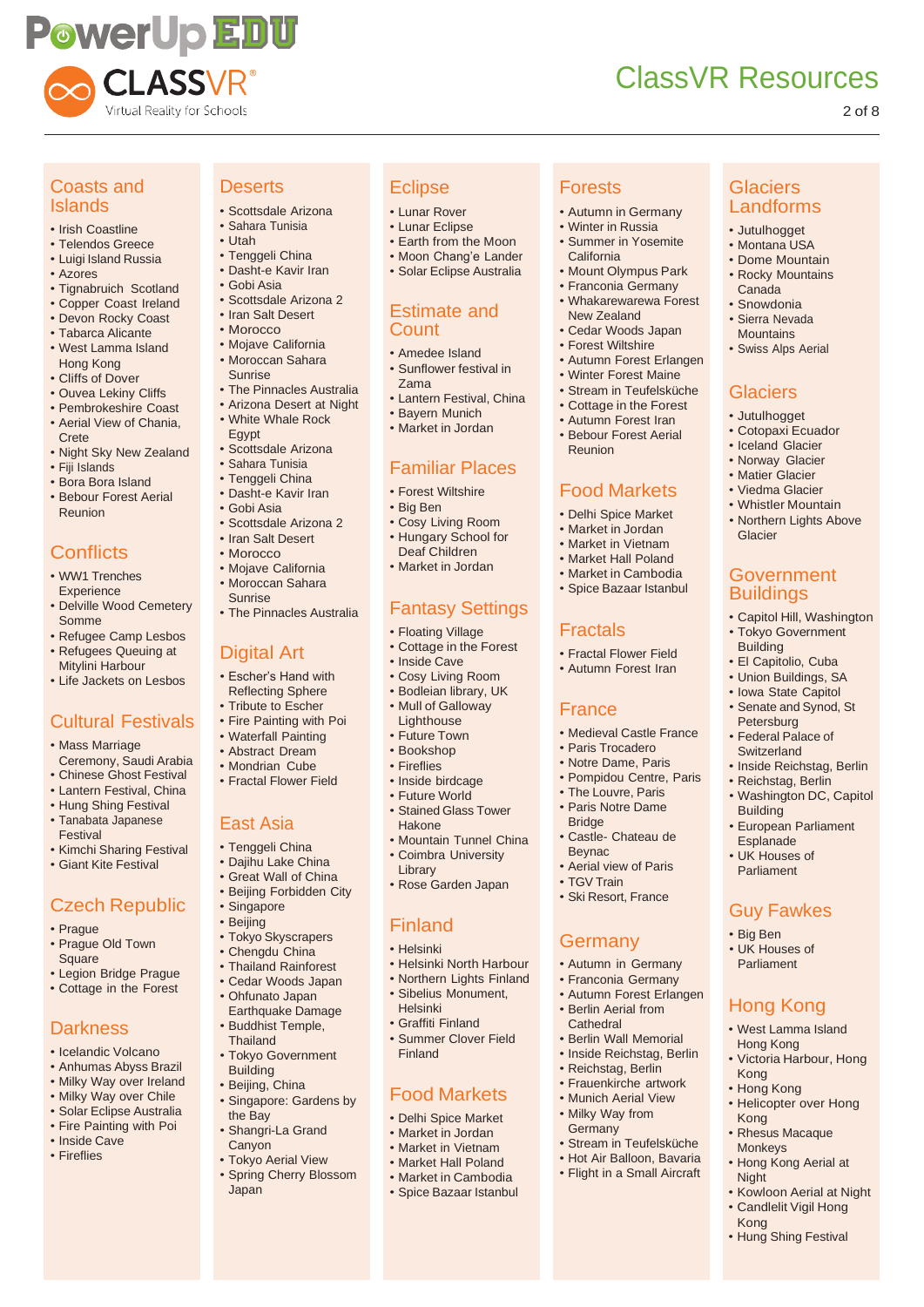# ClassVR Resources

## Coasts and Islands

- Irish Coastline
- Telendos Greece
- Luigi Island Russia
- Azores
- Tignabruich Scotland
- Copper Coast Ireland
- Devon Rocky Coast
- Tabarca Alicante
- West Lamma Island Hong Kong
- Cliffs of Dover
- Ouvea Lekiny Cliffs
- Pembrokeshire Coast
- Aerial View of Chania, Crete
- Night Sky New Zealand
- Fiji Islands
- Bora Bora Island
- Bebour Forest Aerial Reunion

## Conflicts

- WW1 Trenches Experience
- Delville Wood Cemetery Somme
- Refugee Camp Lesbos
- Refugees Queuing at Mitylini Harbour
- Life Jackets on Lesbos

## Cultural Festivals

- Mass Marriage Ceremony, Saudi Arabia
- Chinese Ghost Festival
- Lantern Festival, China
- Hung Shing Festival
- Tanabata Japanese Festival
- Kimchi Sharing Festival
- Giant Kite Festival

## Czech Republic

- Prague
- Prague Old Town Square
- Legion Bridge Prague
- Cottage in the Forest

## Darkness

- Icelandic Volcano
- Anhumas Abyss Brazil
- Milky Way over Ireland
- Milky Way over Chile
- Solar Eclipse Australia
- Fire Painting with Poi
- Inside Cave
- Fireflies

## Deserts

- Scottsdale Arizona
- Sahara Tunisia
- Utah
- Tenggeli China
- Dasht-e Kavir Iran
- Gobi Asia
- Scottsdale Arizona 2
- Iran Salt Desert
- Morocco
- Mojave California
- Moroccan Sahara Sunrise
- The Pinnacles Australia
- Arizona Desert at Night
- White Whale Rock Egypt
- Scottsdale Arizona
- Sahara Tunisia
- Tenggeli China
- Dasht-e Kavir Iran
- Gobi Asia
- Scottsdale Arizona 2
- Iran Salt Desert
- Morocco
- Mojave California
- Moroccan Sahara Sunrise
- The Pinnacles Australia

## Digital Art

- Escher's Hand with Reflecting Sphere
- Tribute to Escher
- Fire Painting with Poi
- Waterfall Painting
- Abstract Dream
- Mondrian Cube
- Fractal Flower Field

## East Asia

- Tenggeli China
- Dajihu Lake China
- Great Wall of China
- Beijing Forbidden City
- Singapore
- Beijing
- Tokyo Skyscrapers
- Chengdu China
- Thailand Rainforest
- Cedar Woods Japan
- Ohfunato Japan Earthquake Damage
- Buddhist Temple, Thailand
- Tokyo Government Building
- Beijing, China
- Singapore: Gardens by the Bay
- Shangri-La Grand Canyon
- Tokyo Aerial View
- Spring Cherry Blossom Japan

## Eclipse

- Lunar Rover
- Lunar Eclipse
- Earth from the Moon
- Moon Chang'e Lander
- Solar Eclipse Australia

## Estimate and Count

- Amedee Island
- Sunflower festival in Zama
- Lantern Festival, China
- Bayern Munich
- Market in Jordan

## Familiar Places

- Forest Wiltshire
- Big Ben
- Cosy Living Room
- Hungary School for Deaf Children
- Market in Jordan

## Fantasy Settings

- Floating Village
- Cottage in the Forest
- Inside Cave
- Cosy Living Room
- Bodleian library, UK
- Mull of Galloway Lighthouse
- Future Town
- Bookshop
- Fireflies
- Inside birdcage
- Future World
- Stained Glass Tower Hakone
- Mountain Tunnel China
- Coimbra University Library
- Rose Garden Japan

## Finland

- Helsinki
- Helsinki North Harbour
- Northern Lights Finland
- Sibelius Monument, Helsinki
- Graffiti Finland
- Summer Clover Field Finland

## Food Markets

- Delhi Spice Market
- Market in Jordan
- Market in Vietnam
- Market Hall Poland
- Market in Cambodia
- Spice Bazaar Istanbul

## Forests

- Autumn in Germany
- Winter in Russia
- Summer in Yosemite California
- Mount Olympus Park
- Franconia Germany
- Whakarewarewa Forest New Zealand
- Cedar Woods Japan
- Forest Wiltshire
- Autumn Forest Erlangen
- Winter Forest Maine
- Stream in Teufelsküche
- Cottage in the Forest
- Autumn Forest Iran
- Bebour Forest Aerial Reunion

## Food Markets

- Delhi Spice Market
- Market in Jordan
- Market in Vietnam
- Market Hall Poland
- Market in Cambodia
- Spice Bazaar Istanbul

## Fractals

- Fractal Flower Field
- Autumn Forest Iran

## France

- Medieval Castle France
- Paris Trocadero
- Notre Dame, Paris
- Pompidou Centre, Paris
- The Louvre, Paris
- Paris Notre Dame Bridge
- Castle- Chateau de Beynac
- Aerial view of Paris
- TGV Train
- Ski Resort, France

## Germany

- Autumn in Germany
- Franconia Germany
- Autumn Forest Erlangen
- Berlin Aerial from Cathedral
- Berlin Wall Memorial
- Inside Reichstag, Berlin
- Reichstag, Berlin
- Frauenkirche artwork
- Munich Aerial View
- Milky Way from Germany
- Stream in Teufelsküche
- Hot Air Balloon, Bavaria
- Flight in a Small Aircraft

## Glaciers Landforms

- Jutulhogget
- Montana USA
- Dome Mountain
- Rocky Mountains Canada
- Snowdonia
- Sierra Nevada Mountains
- Swiss Alps Aerial

## Glaciers

- Jutulhogget
- Cotopaxi Ecuador
- Iceland Glacier
- Norway Glacier
- Matier Glacier
- Viedma Glacier
- Whistler Mountain
- Northern Lights Above Glacier

## Government Buildings

- Capitol Hill, Washington
- Tokyo Government Building
- El Capitolio, Cuba
- Union Buildings, SA
- Iowa State Capitol
- Senate and Synod, St Petersburg
- Federal Palace of Switzerland
- Inside Reichstag, Berlin
- Reichstag, Berlin
- Washington DC, Capitol Building
- European Parliament Esplanade
- UK Houses of Parliament

## Guy Fawkes

- Big Ben
- UK Houses of Parliament

## Hong Kong

- West Lamma Island Hong Kong
- Victoria Harbour, Hong Kong
- Hong Kong
- Helicopter over Hong Kong
- Rhesus Macaque Monkeys
- Hong Kong Aerial at Night
- Kowloon Aerial at Night
- Candlelit Vigil Hong Kong
- Hung Shing Festival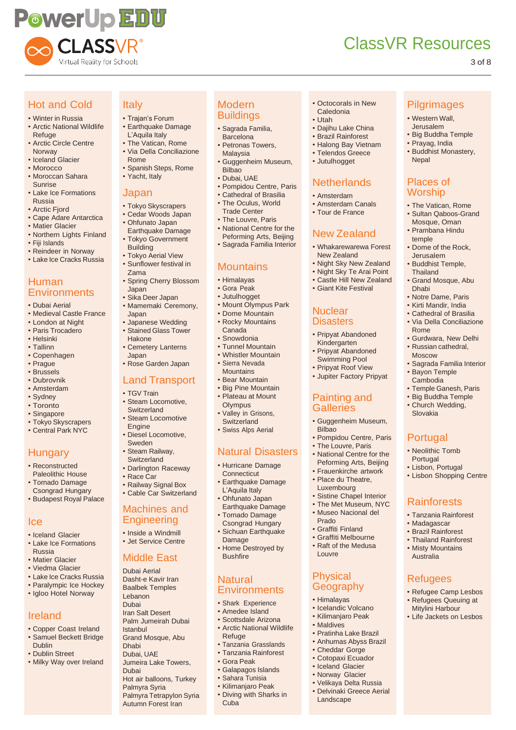# ClassVR Resources

## Hot and Cold

- Winter in Russia
- Arctic National Wildlife Refuge
- Arctic Circle Centre Norway
- Iceland Glacier
- Morocco
- Moroccan Sahara Sunrise
- Lake Ice Formations Russia
- Arctic Fjord
- Cape Adare Antarctica
- Matier Glacier
- Northern Lights Finland
- Fiji Islands
- Reindeer in Norway
- Lake Ice Cracks Russia

## Human Environments

- Dubai Aerial
- Medieval Castle France
- London at Night
- Paris Trocadero
- Helsinki
- Tallinn
- Copenhagen
- Prague
- Brussels
- Dubrovnik
- Amsterdam
- Sydney
- Toronto
- Singapore
- Tokyo Skyscrapers
- Central Park NYC

## Hungary

- Reconstructed Paleolithic House
- Tornado Damage Csongrad Hungary
- Budapest Royal Palace

## Ice

- Iceland Glacier
- Lake Ice Formations Russia
- Matier Glacier
- Viedma Glacier
- Lake Ice Cracks Russia
- Paralympic Ice Hockey
- Igloo Hotel Norway

## Ireland

- Copper Coast Ireland
- Samuel Beckett Bridge Dublin
- Dublin Street
- Milky Way over Ireland

## Italy

- Trajan's Forum
- Earthquake Damage L'Aquila Italy
- The Vatican, Rome
- Via Della Conciliazione Rome
- Spanish Steps, Rome
- Yacht, Italy

## Japan

- Tokyo Skyscrapers
- Cedar Woods Japan
- Ohfunato Japan Earthquake Damage
- Tokyo Government Building
- Tokyo Aerial View
- Sunflower festival in Zama
- Spring Cherry Blossom Japan
- Sika Deer Japan
- Mamemaki Ceremony, Japan
- Japanese Wedding
- Stained Glass Tower Hakone
- Cemetery Lanterns Japan
- Rose Garden Japan

## Land Transport

- TGV Train
- Steam Locomotive, Switzerland
- Steam Locomotive Engine
- Diesel Locomotive, Sweden
- Steam Railway, Switzerland
- Darlington Raceway
- Race Car
- Railway Signal Box
- Cable Car Switzerland

## Machines and Engineering

- Inside a Windmill
- Jet Service Centre

## Middle East

Dubai Aerial
Dasht-e Kavir Iran
Baalbek Temples Lebanon
Dubai
Iran Salt Desert
Palm Jumeirah Dubai
Istanbul
Grand Mosque, Abu Dhabi
Dubai, UAE
Jumeira Lake Towers, Dubai
Hot air balloons, Turkey
Palmyra Syria
Palmyra Tetrapylon Syria
Autumn Forest Iran

## Modern Buildings

- Sagrada Familia, Barcelona
- Petronas Towers, Malaysia
- Guggenheim Museum, Bilbao
- Dubai, UAE
- Pompidou Centre, Paris
- Cathedral of Brasilia
- The Oculus, World Trade Center
- The Louvre, Paris
- National Centre for the Peforming Arts, Beijing
- Sagrada Familia Interior

## Mountains

- Himalayas
- Gora Peak
- Jutulhogget
- Mount Olympus Park
- Dome Mountain
- Rocky Mountains Canada
- Snowdonia
- Tunnel Mountain
- Whistler Mountain
- Sierra Nevada Mountains
- Bear Mountain
- Big Pine Mountain
- Plateau at Mount Olympus
- Valley in Grisons, Switzerland
- Swiss Alps Aerial

## Natural Disasters

- Hurricane Damage Connecticut
- Earthquake Damage L'Aquila Italy
- Ohfunato Japan Earthquake Damage
- Tornado Damage Csongrad Hungary
- Sichuan Earthquake Damage
- Home Destroyed by Bushfire

## Natural Environments

- Shark Experience
- Amedee Island
- Scottsdale Arizona
- Arctic National Wildlife Refuge
- Tanzania Grasslands
- Tanzania Rainforest
- Gora Peak
- Galapagos Islands
- Sahara Tunisia
- Kilimanjaro Peak
- Diving with Sharks in Cuba
- Octocorals in New Caledonia
- Utah
- Dajihu Lake China
- Brazil Rainforest
- Halong Bay Vietnam
- Telendos Greece
- Jutulhogget

## Netherlands

- Amsterdam
- Amsterdam Canals
- Tour de France

## New Zealand

- Whakarewarewa Forest New Zealand
- Night Sky New Zealand
- Night Sky Te Arai Point
- Castle Hill New Zealand
- Giant Kite Festival

## Nuclear Disasters

- Pripyat Abandoned Kindergarten
- Pripyat Abandoned Swimming Pool
- Pripyat Roof View
- Jupiter Factory Pripyat

## Painting and Galleries

- Guggenheim Museum, Bilbao
- Pompidou Centre, Paris
- The Louvre, Paris
- National Centre for the Peforming Arts, Beijing
- Frauenkirche artwork
- Place du Theatre, Luxembourg
- Sistine Chapel Interior
- The Met Museum, NYC
- Museo Nacional del Prado
- Graffiti Finland
- Graffiti Melbourne
- Raft of the Medusa Louvre

## Physical Geography

- Himalayas
- Icelandic Volcano
- Kilimanjaro Peak
- Maldives
- Pratinha Lake Brazil
- Anhumas Abyss Brazil
- Cheddar Gorge
- Cotopaxi Ecuador
- Iceland Glacier
- Norway Glacier
- Velikaya Delta Russia
- Delvinaki Greece Aerial Landscape

## Pilgrimages

- Western Wall, Jerusalem
- Big Buddha Temple
- Prayag, India
- Buddhist Monastery, Nepal

## Places of Worship

- The Vatican, Rome
- Sultan Qaboos-Grand Mosque, Oman
- Prambana Hindu temple
- Dome of the Rock, Jerusalem
- Buddhist Temple, Thailand
- Grand Mosque, Abu Dhabi
- Notre Dame, Paris
- Kirti Mandir, India
- Cathedral of Brasilia
- Via Della Conciliazione Rome
- Gurdwara, New Delhi
- Russian cathedral, Moscow
- Sagrada Familia Interior
- Bayon Temple Cambodia
- Temple Ganesh, Paris
- Big Buddha Temple
- Church Wedding, Slovakia

## Portugal

- Neolithic Tomb Portugal
- Lisbon, Portugal
- Lisbon Shopping Centre

## Rainforests

- Tanzania Rainforest
- Madagascar
- Brazil Rainforest
- Thailand Rainforest
- Misty Mountains Australia

## Refugees

- Refugee Camp Lesbos
- Refugees Queuing at Mitylini Harbour
- Life Jackets on Lesbos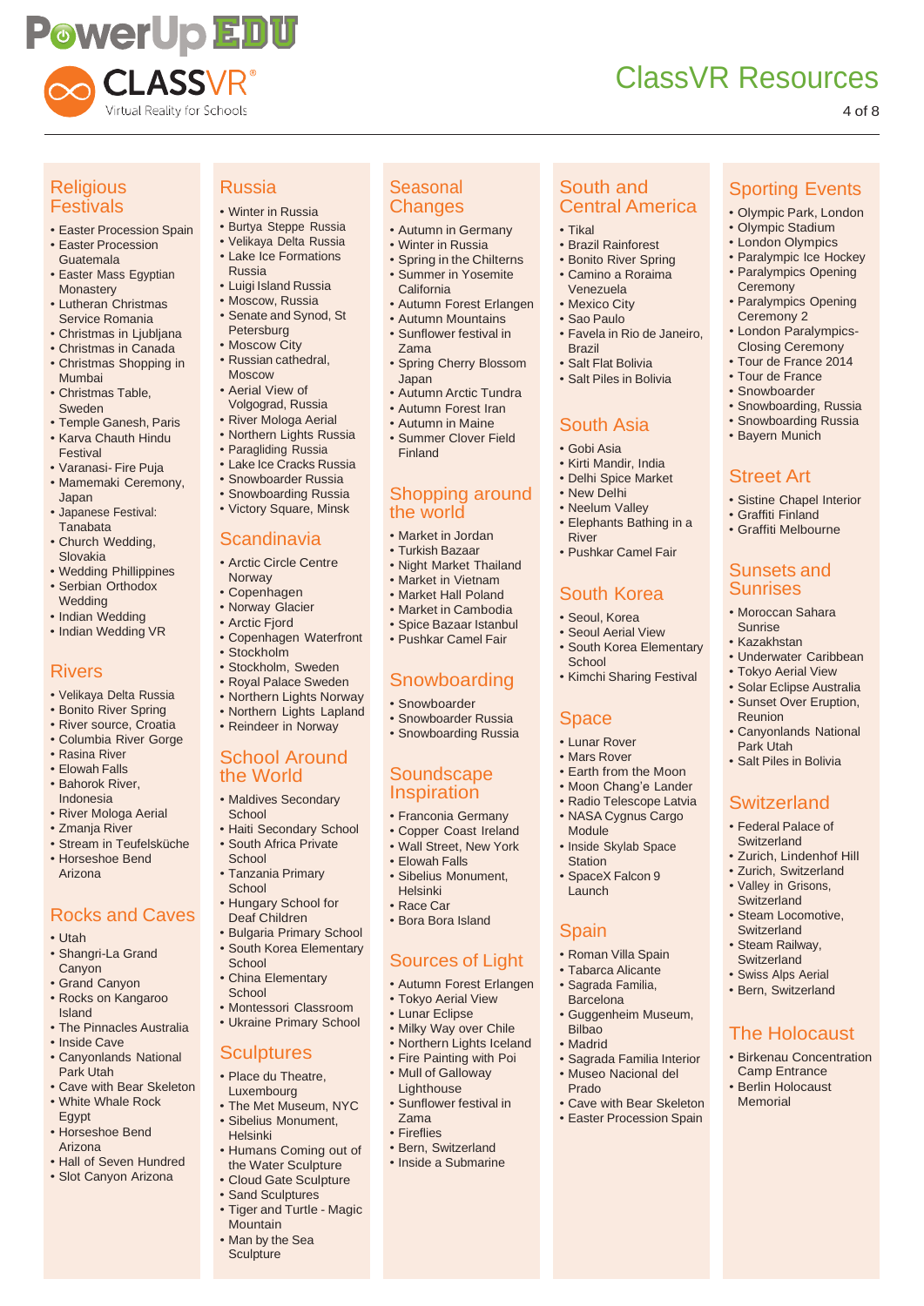# ClassVR Resources

## Religious Festivals

- Easter Procession Spain
- Easter Procession Guatemala
- Easter Mass Egyptian Monastery
- Lutheran Christmas Service Romania
- Christmas in Ljubljana
- Christmas in Canada
- Christmas Shopping in Mumbai
- Christmas Table, Sweden
- Temple Ganesh, Paris
- Karva Chauth Hindu Festival
- Varanasi- Fire Puja
- Mamemaki Ceremony, Japan
- Japanese Festival: Tanabata
- Church Wedding, Slovakia
- Wedding Phillippines
- Serbian Orthodox Wedding
- Indian Wedding
- Indian Wedding VR

## Rivers

- Velikaya Delta Russia
- Bonito River Spring
- River source, Croatia
- Columbia River Gorge
- Rasina River
- Elowah Falls
- Bahorok River, Indonesia
- River Mologa Aerial
- Zmanja River
- Stream in Teufelsküche
- Horseshoe Bend Arizona

## Rocks and Caves

- Utah
- Shangri-La Grand Canyon
- Grand Canyon
- Rocks on Kangaroo Island
- The Pinnacles Australia
- Inside Cave
- Canyonlands National Park Utah
- Cave with Bear Skeleton
- White Whale Rock Egypt
- Horseshoe Bend Arizona
- Hall of Seven Hundred
- Slot Canyon Arizona

## Russia

- Winter in Russia
- Burtya Steppe Russia
- Velikaya Delta Russia
- Lake Ice Formations Russia
- Luigi Island Russia
- Moscow, Russia
- Senate and Synod, St Petersburg
- Moscow City
- Russian cathedral, Moscow
- Aerial View of Volgograd, Russia
- River Mologa Aerial
- Northern Lights Russia
- Paragliding Russia
- Lake Ice Cracks Russia
- Snowboarder Russia
- Snowboarding Russia
- Victory Square, Minsk

## Scandinavia

- Arctic Circle Centre Norway
- Copenhagen
- Norway Glacier
- Arctic Fjord
- Copenhagen Waterfront
- Stockholm
- Stockholm, Sweden
- Royal Palace Sweden
- Northern Lights Norway
- Northern Lights Lapland
- Reindeer in Norway

## School Around the World

- Maldives Secondary School
- Haiti Secondary School
- South Africa Private School
- Tanzania Primary School
- Hungary School for Deaf Children
- Bulgaria Primary School
- South Korea Elementary School
- China Elementary School
- Montessori Classroom
- Ukraine Primary School

## Sculptures

- Place du Theatre, Luxembourg
- The Met Museum, NYC
- Sibelius Monument, Helsinki
- Humans Coming out of the Water Sculpture
- Cloud Gate Sculpture
- Sand Sculptures
- Tiger and Turtle - Magic Mountain
- Man by the Sea Sculpture

## Seasonal Changes

- Autumn in Germany
- Winter in Russia
- Spring in the Chilterns
- Summer in Yosemite California
- Autumn Forest Erlangen
- Autumn Mountains
- Sunflower festival in Zama
- Spring Cherry Blossom Japan
- Autumn Arctic Tundra
- Autumn Forest Iran
- Autumn in Maine
- Summer Clover Field Finland

## Shopping around the world

- Market in Jordan
- Turkish Bazaar
- Night Market Thailand
- Market in Vietnam
- Market Hall Poland
- Market in Cambodia
- Spice Bazaar Istanbul
- Pushkar Camel Fair

## Snowboarding

- Snowboarder
- Snowboarder Russia
- Snowboarding Russia

## Soundscape Inspiration

- Franconia Germany
- Copper Coast Ireland
- Wall Street, New York
- Elowah Falls
- Sibelius Monument, Helsinki
- Race Car
- Bora Bora Island

## Sources of Light

- Autumn Forest Erlangen
- Tokyo Aerial View
- Lunar Eclipse
- Milky Way over Chile
- Northern Lights Iceland
- Fire Painting with Poi
- Mull of Galloway Lighthouse
- Sunflower festival in Zama
- Fireflies
- Bern, Switzerland
- Inside a Submarine

## South and Central America

- Tikal
- Brazil Rainforest
- Bonito River Spring
- Camino a Roraima Venezuela
- Mexico City
- Sao Paulo
- Favela in Rio de Janeiro, Brazil
- Salt Flat Bolivia
- Salt Piles in Bolivia

## South Asia

- Gobi Asia
- Kirti Mandir, India
- Delhi Spice Market
- New Delhi
- Neelum Valley
- Elephants Bathing in a River
- Pushkar Camel Fair

## South Korea

- Seoul, Korea
- Seoul Aerial View
- South Korea Elementary School
- Kimchi Sharing Festival

## Space

- Lunar Rover
- Mars Rover
- Earth from the Moon
- Moon Chang'e Lander
- Radio Telescope Latvia
- NASA Cygnus Cargo Module
- Inside Skylab Space Station
- SpaceX Falcon 9 Launch

## Spain

- Roman Villa Spain
- Tabarca Alicante
- Sagrada Familia, Barcelona
- Guggenheim Museum, Bilbao
- Madrid
- Sagrada Familia Interior
- Museo Nacional del Prado
- Cave with Bear Skeleton
- Easter Procession Spain

## Sporting Events

- Olympic Park, London
- Olympic Stadium
- London Olympics
- Paralympic Ice Hockey
- Paralympics Opening Ceremony
- Paralympics Opening Ceremony 2
- London Paralympics- Closing Ceremony
- Tour de France 2014
- Tour de France
- Snowboarder
- Snowboarding, Russia
- Snowboarding Russia
- Bayern Munich

## Street Art

- Sistine Chapel Interior
- Graffiti Finland
- Graffiti Melbourne

## Sunsets and Sunrises

- Moroccan Sahara Sunrise
- Kazakhstan
- Underwater Caribbean
- Tokyo Aerial View
- Solar Eclipse Australia
- Sunset Over Eruption, Reunion
- Canyonlands National Park Utah
- Salt Piles in Bolivia

## Switzerland

- Federal Palace of Switzerland
- Zurich, Lindenhof Hill
- Zurich, Switzerland
- Valley in Grisons, Switzerland
- Steam Locomotive, Switzerland
- Steam Railway, Switzerland
- Swiss Alps Aerial
- Bern, Switzerland

## The Holocaust

- Birkenau Concentration Camp Entrance
- Berlin Holocaust Memorial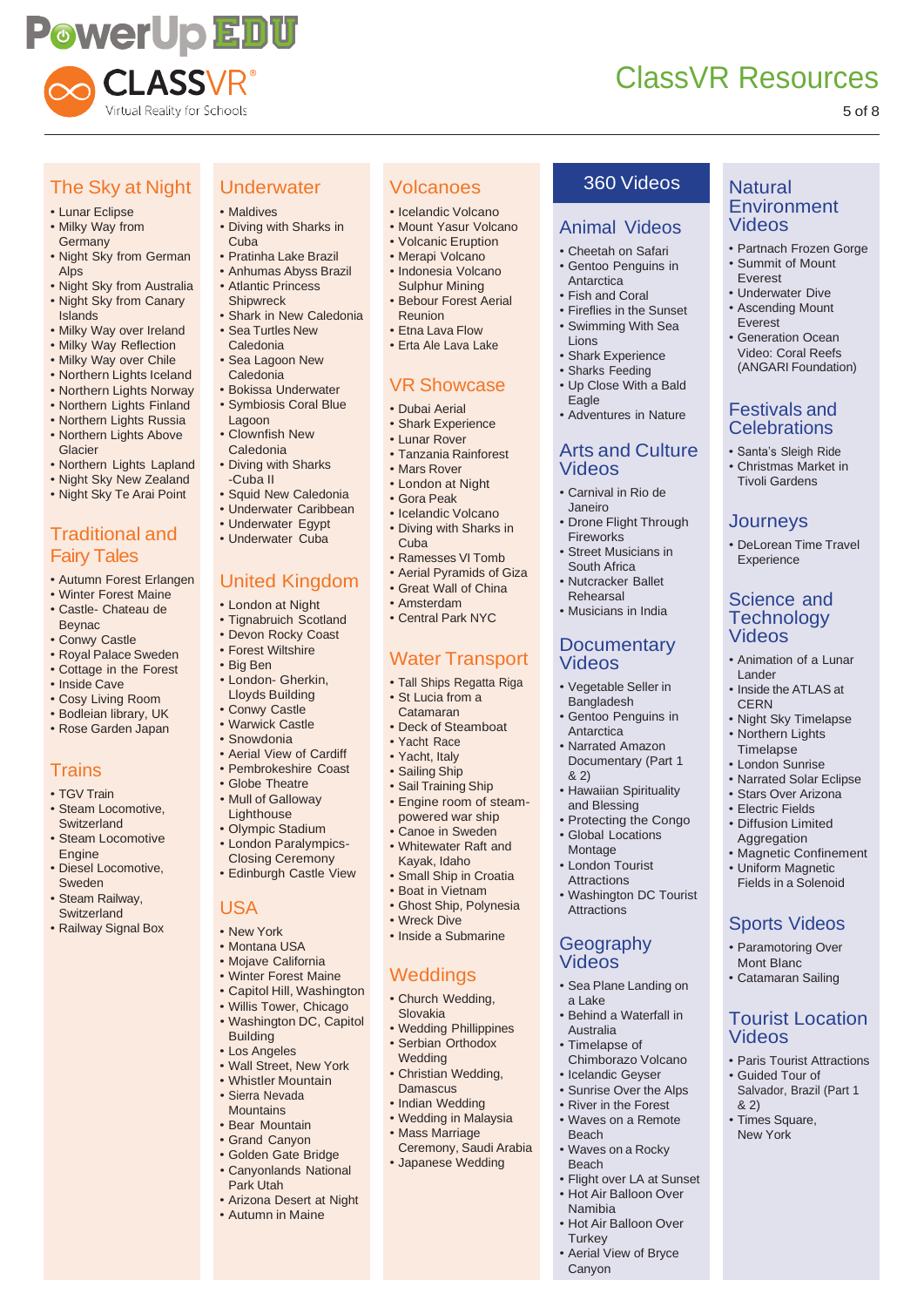# ClassVR Resources

## The Sky at Night

- Lunar Eclipse
- Milky Way from Germany
- Night Sky from German Alps
- Night Sky from Australia
- Night Sky from Canary Islands
- Milky Way over Ireland
- Milky Way Reflection
- Milky Way over Chile
- Northern Lights Iceland
- Northern Lights Norway
- Northern Lights Finland
- Northern Lights Russia
- Northern Lights Above Glacier
- Northern Lights Lapland
- Night Sky New Zealand
- Night Sky Te Arai Point

## Traditional and Fairy Tales

- Autumn Forest Erlangen
- Winter Forest Maine
- Castle- Chateau de Beynac
- Conwy Castle
- Royal Palace Sweden
- Cottage in the Forest
- Inside Cave
- Cosy Living Room
- Bodleian library, UK
- Rose Garden Japan

## Trains

- TGV Train
- Steam Locomotive, Switzerland
- Steam Locomotive Engine
- Diesel Locomotive, Sweden
- Steam Railway, Switzerland
- Railway Signal Box

## Underwater

- Maldives
- Diving with Sharks in Cuba
- Pratinha Lake Brazil
- Anhumas Abyss Brazil
- Atlantic Princess Shipwreck
- Shark in New Caledonia
- Sea Turtles New Caledonia
- Sea Lagoon New Caledonia
- Bokissa Underwater
- Symbiosis Coral Blue Lagoon
- Clownfish New Caledonia
- Diving with Sharks -Cuba II
- Squid New Caledonia
- Underwater Caribbean
- Underwater Egypt
- Underwater Cuba

## United Kingdom

- London at Night
- Tignabruich Scotland
- Devon Rocky Coast
- Forest Wiltshire
- Big Ben
- London- Gherkin, Lloyds Building
- Conwy Castle
- Warwick Castle
- Snowdonia
- Aerial View of Cardiff
- Pembrokeshire Coast
- Globe Theatre
- Mull of Galloway Lighthouse
- Olympic Stadium
- London Paralympics- Closing Ceremony
- Edinburgh Castle View

## USA

- New York
- Montana USA
- Mojave California
- Winter Forest Maine
- Capitol Hill, Washington
- Willis Tower, Chicago
- Washington DC, Capitol Building
- Los Angeles
- Wall Street, New York
- Whistler Mountain
- Sierra Nevada Mountains
- Bear Mountain
- Grand Canyon
- Golden Gate Bridge
- Canyonlands National Park Utah
- Arizona Desert at Night
- Autumn in Maine

## Volcanoes

- Icelandic Volcano
- Mount Yasur Volcano
- Volcanic Eruption
- Merapi Volcano
- Indonesia Volcano Sulphur Mining
- Bebour Forest Aerial Reunion
- Etna Lava Flow
- Erta Ale Lava Lake

## VR Showcase

- Dubai Aerial
- Shark Experience
- Lunar Rover
- Tanzania Rainforest
- Mars Rover
- London at Night
- Gora Peak
- Icelandic Volcano
- Diving with Sharks in Cuba
- Ramesses VI Tomb
- Aerial Pyramids of Giza
- Great Wall of China
- Amsterdam
- Central Park NYC

## Water Transport

- Tall Ships Regatta Riga
- St Lucia from a Catamaran
- Deck of Steamboat
- Yacht Race
- Yacht, Italy
- Sailing Ship
- Sail Training Ship
- Engine room of steam-powered war ship
- Canoe in Sweden
- Whitewater Raft and Kayak, Idaho
- Small Ship in Croatia
- Boat in Vietnam
- Ghost Ship, Polynesia
- Wreck Dive
- Inside a Submarine

## Weddings

- Church Wedding, Slovakia
- Wedding Phillippines
- Serbian Orthodox Wedding
- Christian Wedding, Damascus
- Indian Wedding
- Wedding in Malaysia
- Mass Marriage Ceremony, Saudi Arabia
- Japanese Wedding

# 360 Videos

## Animal Videos

- Cheetah on Safari
- Gentoo Penguins in Antarctica
- Fish and Coral
- Fireflies in the Sunset
- Swimming With Sea Lions
- Shark Experience
- Sharks Feeding
- Up Close With a Bald Eagle
- Adventures in Nature

## Arts and Culture Videos

- Carnival in Rio de Janeiro
- Drone Flight Through Fireworks
- Street Musicians in South Africa
- Nutcracker Ballet Rehearsal
- Musicians in India

## Documentary Videos

- Vegetable Seller in Bangladesh
- Gentoo Penguins in Antarctica
- Narrated Amazon Documentary (Part 1 & 2)
- Hawaiian Spirituality and Blessing
- Protecting the Congo
- Global Locations Montage
- London Tourist Attractions
- Washington DC Tourist Attractions

## Geography Videos

- Sea Plane Landing on a Lake
- Behind a Waterfall in Australia
- Timelapse of Chimborazo Volcano
- Icelandic Geyser
- Sunrise Over the Alps
- River in the Forest
- Waves on a Remote Beach
- Waves on a Rocky Beach
- Flight over LA at Sunset
- Hot Air Balloon Over Namibia
- Hot Air Balloon Over Turkey
- Aerial View of Bryce Canyon

## Natural Environment Videos

- Partnach Frozen Gorge
- Summit of Mount Everest
- Underwater Dive
- Ascending Mount Everest
- Generation Ocean Video: Coral Reefs (ANGARI Foundation)

## Festivals and Celebrations

- Santa's Sleigh Ride
- Christmas Market in Tivoli Gardens

## Journeys

- DeLorean Time Travel Experience

## Science and Technology Videos

- Animation of a Lunar Lander
- Inside the ATLAS at CERN
- Night Sky Timelapse
- Northern Lights Timelapse
- London Sunrise
- Narrated Solar Eclipse
- Stars Over Arizona
- Electric Fields
- Diffusion Limited Aggregation
- Magnetic Confinement
- Uniform Magnetic Fields in a Solenoid

## Sports Videos

- Paramotoring Over Mont Blanc
- Catamaran Sailing

## Tourist Location Videos

- Paris Tourist Attractions
- Guided Tour of Salvador, Brazil (Part 1 & 2)
- Times Square, New York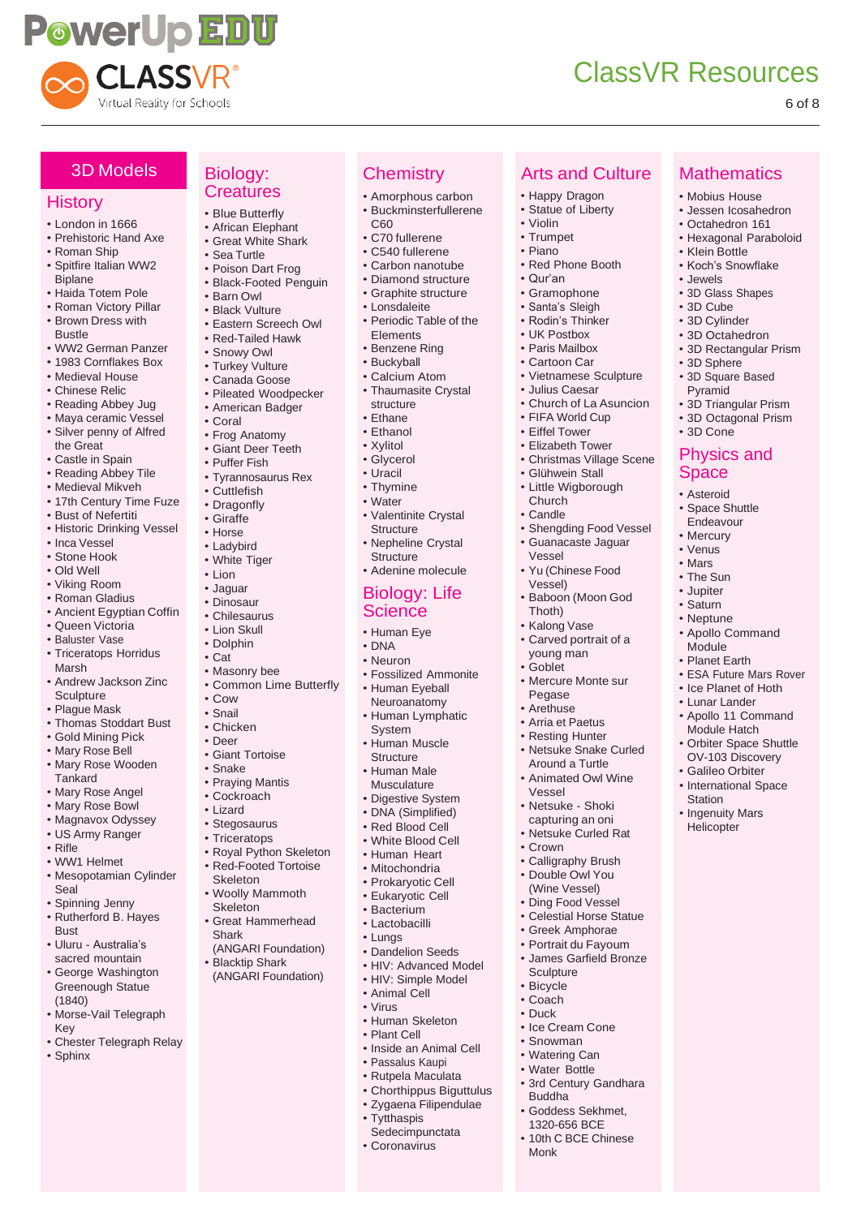# ClassVR Resources

## 3D Models

### History

- London in 1666
- Prehistoric Hand Axe
- Roman Ship
- Spitfire Italian WW2 Biplane
- Haida Totem Pole
- Roman Victory Pillar
- Brown Dress with Bustle
- WW2 German Panzer
- 1983 Cornflakes Box
- Medieval House
- Chinese Relic
- Reading Abbey Jug
- Maya ceramic Vessel
- Silver penny of Alfred the Great
- Castle in Spain
- Reading Abbey Tile
- Medieval Mikveh
- 17th Century Time Fuze
- Bust of Neferititi
- Historic Drinking Vessel
- Inca Vessel
- Stone Hook
- Old Well
- Viking Room
- Roman Gladius
- Ancient Egyptian Coffin
- Queen Victoria
- Baluster Vase
- Triceratops Horridus Marsh
- Andrew Jackson Zinc Sculpture
- Plague Mask
- Thomas Stoddart Bust
- Gold Mining Pick
- Mary Rose Bell
- Mary Rose Wooden Tankard
- Mary Rose Angel
- Mary Rose Bowl
- Magnavox Odyssey
- US Army Ranger
- Rifle
- WW1 Helmet
- Mesopotamian Cylinder Seal
- Spinning Jenny
- Rutherford B. Hayes Bust
- Uluru - Australia's sacred mountain
- George Washington Greenough Statue (1840)
- Morse-Vail Telegraph Key
- Chester Telegraph Relay
- Sphinx

### Biology: Creatures

- Blue Butterfly
- African Elephant
- Great White Shark
- Sea Turtle
- Poison Dart Frog
- Black-Footed Penguin
- Barn Owl
- Black Vulture
- Eastern Screech Owl
- Red-Tailed Hawk
- Snowy Owl
- Turkey Vulture
- Canada Goose
- Pileated Woodpecker
- American Badger
- Coral
- Frog Anatomy
- Giant Deer Teeth
- Puffer Fish
- Tyrannosaurus Rex
- Cuttlefish
- Dragonfly
- Giraffe
- Horse
- Ladybird
- White Tiger
- Lion
- Jaguar
- Dinosaur
- Chilesaurus
- Lion Skull
- Dolphin
- Cat
- Masonry bee
- Common Lime Butterfly
- Cow
- Snail
- Chicken
- Deer
- Giant Tortoise
- Snake
- Praying Mantis
- Cockroach
- Lizard
- Stegosaurus
- Triceratops
- Royal Python Skeleton
- Red-Footed Tortoise Skeleton
- Woolly Mammoth Skeleton
- Great Hammerhead Shark (ANGARI Foundation)
- Blacktip Shark (ANGARI Foundation)

### Chemistry

- Amorphous carbon
- Buckminsterfullerene C60
- C70 fullerene
- C540 fullerene
- Carbon nanotube
- Diamond structure
- Graphite structure
- Lonsdaleite
- Periodic Table of the Elements
- Benzene Ring
- Buckyball
- Calcium Atom
- Thaumasite Crystal structure
- Ethane
- Ethanol
- Xylitol
- Glycerol
- Uracil
- Thymine
- Water
- Valentinite Crystal Structure
- Nepheline Crystal Structure
- Adenine molecule

### Biology: Life Science

- Human Eye
- DNA
- Neuron
- Fossilized Ammonite
- Human Eyeball Neuroanatomy
- Human Lymphatic System
- Human Muscle Structure
- Human Male Musculature
- Digestive System
- DNA (Simplified)
- Red Blood Cell
- White Blood Cell
- Human Heart
- Mitochondria
- Prokaryotic Cell
- Eukaryotic Cell
- Bacterium
- Lactobacilli
- Lungs
- Dandelion Seeds
- HIV: Advanced Model
- HIV: Simple Model
- Animal Cell
- Virus
- Human Skeleton
- Plant Cell
- Inside an Animal Cell
- Passalus Kaupi
- Rutpela Maculata
- Chorthippus Biguttulus
- Zygaena Filipendulae
- Tytthaspis Sedecimpunctata
- Coronavirus

### Arts and Culture

- Happy Dragon
- Statue of Liberty
- Violin
- Trumpet
- Piano
- Red Phone Booth
- Qur'an
- Gramophone
- Santa's Sleigh
- Rodin's Thinker
- UK Postbox
- Paris Mailbox
- Cartoon Car
- Vietnamese Sculpture
- Julius Caesar
- Church of La Asuncion
- FIFA World Cup
- Eiffel Tower
- Elizabeth Tower
- Christmas Village Scene
- Glühwein Stall
- Little Wigborough Church
- Candle
- Shengding Food Vessel
- Guanacaste Jaguar Vessel
- Yu (Chinese Food Vessel)
- Baboon (Moon God Thoth)
- Kalong Vase
- Carved portrait of a young man
- Goblet
- Mercure Monte sur Pegase
- Arethuse
- Arria et Paetus
- Resting Hunter
- Netsuke Snake Curled Around a Turtle
- Animated Owl Wine Vessel
- Netsuke - Shoki capturing an oni
- Netsuke Curled Rat
- Crown
- Calligraphy Brush
- Double Owl You (Wine Vessel)
- Ding Food Vessel
- Celestial Horse Statue
- Greek Amphorae
- Portrait du Fayoum
- James Garfield Bronze Sculpture
- Bicycle
- Coach
- Duck
- Ice Cream Cone
- Snowman
- Watering Can
- Water Bottle
- 3rd Century Gandhara Buddha
- Goddess Sekhmet, 1320-656 BCE
- 10th C BCE Chinese Monk

### Mathematics

- Mobius House
- Jessen Icosahedron
- Octahedron 161
- Hexagonal Paraboloid
- Klein Bottle
- Koch's Snowflake
- Jewels
- 3D Glass Shapes
- 3D Cube
- 3D Cylinder
- 3D Octahedron
- 3D Rectangular Prism
- 3D Sphere
- 3D Square Based Pyramid
- 3D Triangular Prism
- 3D Octagonal Prism
- 3D Cone

### Physics and Space

- Asteroid
- Space Shuttle Endeavour
- Mercury
- Venus
- Mars
- The Sun
- Jupiter
- Saturn
- Neptune
- Apollo Command Module
- Planet Earth
- ESA Future Mars Rover
- Ice Planet of Hoth
- Lunar Lander
- Apollo 11 Command Module Hatch
- Orbiter Space Shuttle OV-103 Discovery
- Galileo Orbiter
- International Space Station
- Ingenuity Mars Helicopter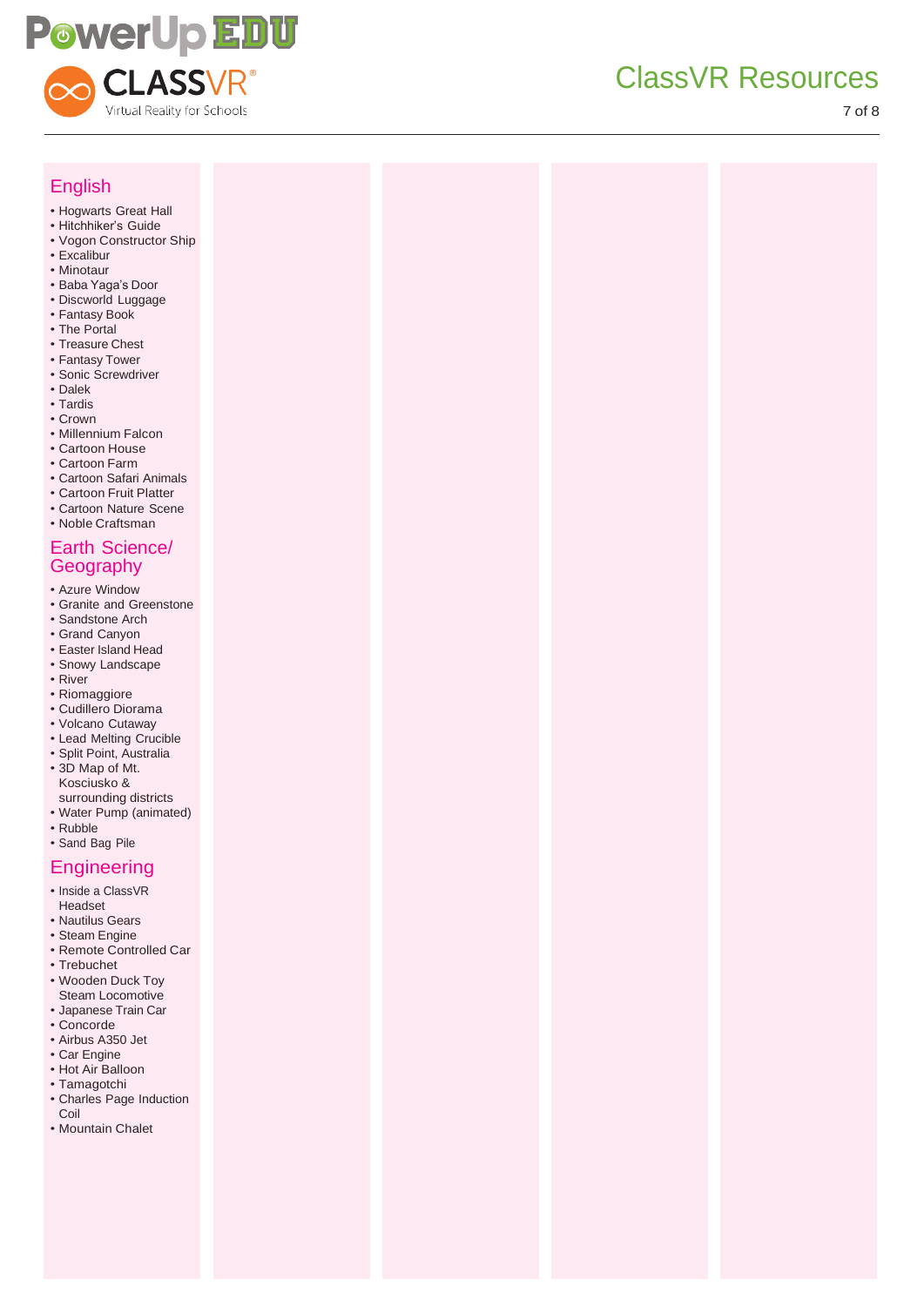## English

- Hogwarts Great Hall
- Hitchhiker's Guide
- Vogon Constructor Ship
- Excalibur
- Minotaur
- Baba Yaga's Door
- Discworld Luggage
- Fantasy Book
- The Portal
- Treasure Chest
- Fantasy Tower
- Sonic Screwdriver
- Dalek
- Tardis
- Crown
- Millennium Falcon
- Cartoon House
- Cartoon Farm
- Cartoon Safari Animals
- Cartoon Fruit Platter
- Cartoon Nature Scene
- Noble Craftsman

## Earth Science/ Geography

- Azure Window
- Granite and Greenstone
- Sandstone Arch
- Grand Canyon
- Easter Island Head
- Snowy Landscape
- River
- Riomaggiore
- Cudillero Diorama
- Volcano Cutaway
- Lead Melting Crucible
- Split Point, Australia
- 3D Map of Mt. Kosciusko & surrounding districts
- Water Pump (animated)
- Rubble
- Sand Bag Pile

## Engineering

- Inside a ClassVR Headset
- Nautilus Gears
- Steam Engine
- Remote Controlled Car
- Trebuchet
- Wooden Duck Toy Steam Locomotive
- Japanese Train Car
- Concorde
- Airbus A350 Jet
- Car Engine
- Hot Air Balloon
- Tamagotchi
- Charles Page Induction Coil
- Mountain Chalet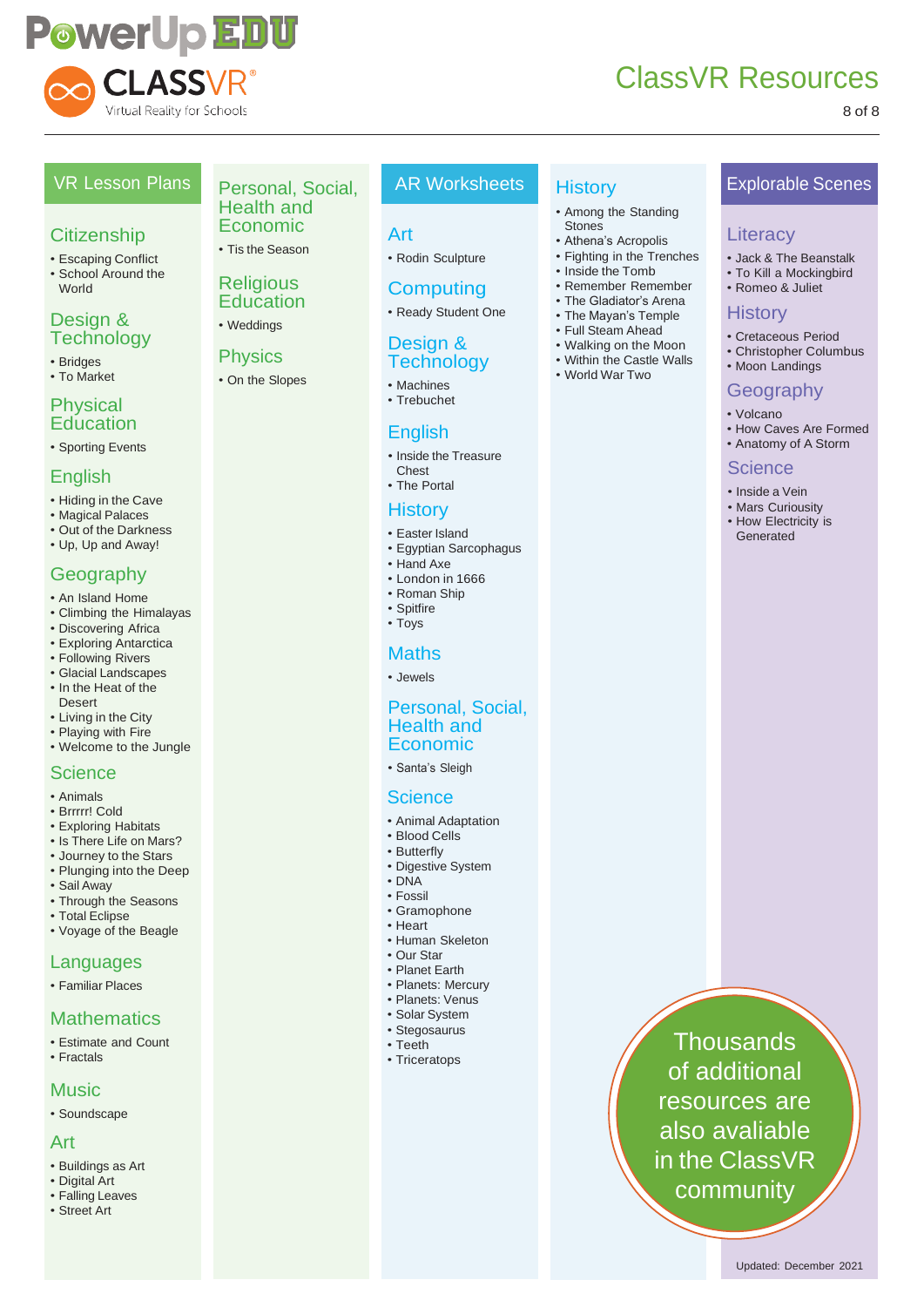# ClassVR Resources

## VR Lesson Plans

### Citizenship

- Escaping Conflict
- School Around the World

### Design & Technology

- Bridges
- To Market

### Physical Education

- Sporting Events

### English

- Hiding in the Cave
- Magical Palaces
- Out of the Darkness
- Up, Up and Away!

### Geography

- An Island Home
- Climbing the Himalayas
- Discovering Africa
- Exploring Antarctica
- Following Rivers
- Glacial Landscapes
- In the Heat of the Desert
- Living in the City
- Playing with Fire
- Welcome to the Jungle

### Science

- Animals
- Brrrrr! Cold
- Exploring Habitats
- Is There Life on Mars?
- Journey to the Stars
- Plunging into the Deep
- Sail Away
- Through the Seasons
- Total Eclipse
- Voyage of the Beagle

### Languages

- Familiar Places

### Mathematics

- Estimate and Count
- Fractals

### Music

- Soundscape

### Art

- Buildings as Art
- Digital Art
- Falling Leaves
- Street Art

### Personal, Social, Health and Economic

- Tis the Season

### Religious Education

- Weddings

### Physics

- On the Slopes

## AR Worksheets

### Art

- Rodin Sculpture

### Computing

- Ready Student One

### Design & Technology

- Machines
- Trebuchet

### English

- Inside the Treasure Chest
- The Portal

### History

- Easter Island
- Egyptian Sarcophagus
- Hand Axe
- London in 1666
- Roman Ship
- Spitfire
- Toys

### Maths

- Jewels

### Personal, Social, Health and Economic

- Santa's Sleigh

### Science

- Animal Adaptation
- Blood Cells
- Butterfly
- Digestive System
- DNA
- Fossil
- Gramophone
- Heart
- Human Skeleton
- Our Star
- Planet Earth
- Planets: Mercury
- Planets: Venus
- Solar System
- Stegosaurus
- Teeth
- Triceratops

### History

- Among the Standing Stones
- Athena's Acropolis
- Fighting in the Trenches
- Inside the Tomb
- Remember Remember
- The Gladiator's Arena
- The Mayan's Temple
- Full Steam Ahead
- Walking on the Moon
- Within the Castle Walls
- World War Two

## Explorable Scenes

### Literacy

- Jack & The Beanstalk
- To Kill a Mockingbird
- Romeo & Juliet

### History

- Cretaceous Period
- Christopher Columbus
- Moon Landings

### Geography

- Volcano
- How Caves Are Formed
- Anatomy of A Storm

### Science

- Inside a Vein
- Mars Curiousity
- How Electricity is Generated

Thousands of additional resources are also avaliable in the ClassVR community

Updated: December 2021